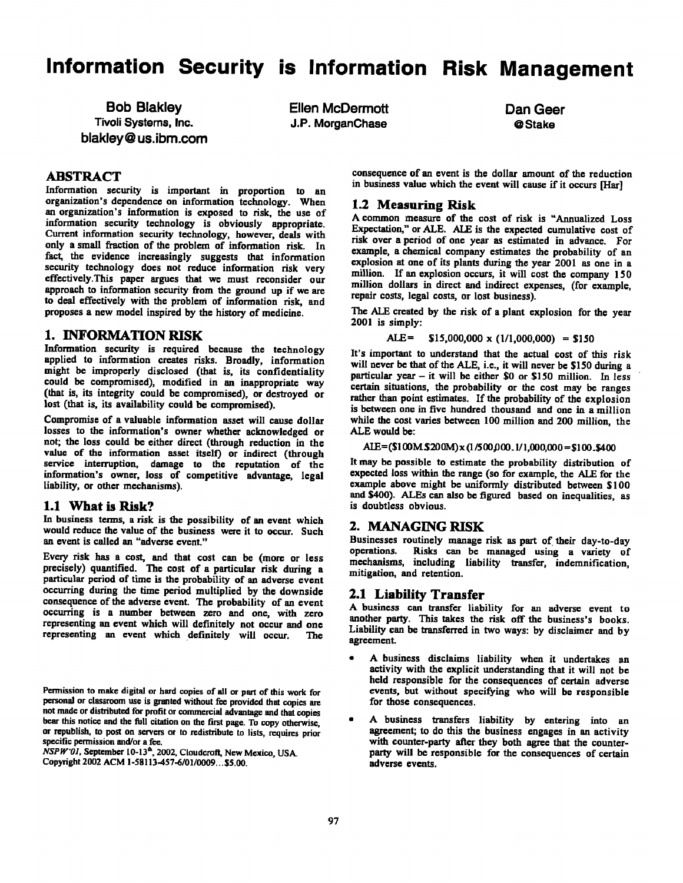# Information Security is Information Risk Management

**Bob Blakley**
Tivoli Systems, Inc.
blakley@us.ibm.com

**Ellen McDermott**
J.P. MorganChase

**Dan Geer**
@Stake

## ABSTRACT

Information security is important in proportion to an organization's dependence on information technology. When an organization's information is exposed to risk, the use of information security technology is obviously appropriate. Current information security technology, however, deals with only a small fraction of the problem of information risk. In fact, the evidence increasingly suggests that information security technology does not reduce information risk very effectively.This paper argues that we must reconsider our approach to information security from the ground up if we are to deal effectively with the problem of information risk, and proposes a new model inspired by the history of medicine.

## 1. INFORMATION RISK

Information security is required because the technology applied to information creates risks. Broadly, information might be improperly disclosed (that is, its confidentiality could be compromised), modified in an inappropriate way (that is, its integrity could be compromised), or destroyed or lost (that is, its availability could be compromised).

Compromise of a valuable information asset will cause dollar losses to the information's owner whether acknowledged or not; the loss could be either direct (through reduction in the value of the information asset itself) or indirect (through service interruption, damage to the reputation of the information's owner, loss of competitive advantage, legal liability, or other mechanisms).

### 1.1 What is Risk?

In business terms, a risk is the possibility of an event which would reduce the value of the business were it to occur. Such an event is called an "adverse event."

Every risk has a cost, and that cost can be (more or less precisely) quantified. The cost of a particular risk during a particular period of time is the probability of an adverse event occurring during the time period multiplied by the downside consequence of the adverse event. The probability of an event occurring is a number between zero and one, with zero representing an event which will definitely not occur and one representing an event which definitely will occur. The consequence of an event is the dollar amount of the reduction in business value which the event will cause if it occurs [Har]

Permission to make digital or hard copies of all or part of this work for personal or classroom use is granted without fee provided that copies are not made or distributed for profit or commercial advantage and that copies bear this notice and the full citation on the first page. To copy otherwise, or republish, to post on servers or to redistribute to lists, requires prior specific permission and/or a fee.
*NSPW'01*, September 10-13th, 2002, Cloudcroft, New Mexico, USA.
Copyright 2002 ACM 1-58113-457-6/01/0009...$5.00.

### 1.2 Measuring Risk

A common measure of the cost of risk is "Annualized Loss Expectation," or ALE. ALE is the expected cumulative cost of risk over a period of one year as estimated in advance. For example, a chemical company estimates the probability of an explosion at one of its plants during the year 2001 as one in a million. If an explosion occurs, it will cost the company 150 million dollars in direct and indirect expenses, (for example, repair costs, legal costs, or lost business).

The ALE created by the risk of a plant explosion for the year 2001 is simply:

$$\text{ALE} = \$15{,}000{,}000 \times (1/1{,}000{,}000) = \$150$$

It's important to understand that the actual cost of this risk will never be that of the ALE, i.e., it will never be $150 during a particular year – it will be either $0 or $150 million. In less certain situations, the probability or the cost may be ranges rather than point estimates. If the probability of the explosion is between one in five hundred thousand and one in a million while the cost varies between 100 million and 200 million, the ALE would be:

$$\text{ALE} = (\$100\text{M}..\$200\text{M}) \times (1/500{,}000..1/1{,}000{,}000) = \$100..\$400$$

It may be possible to estimate the probability distribution of expected loss within the range (so for example, the ALE for the example above might be uniformly distributed between $100 and $400). ALEs can also be figured based on inequalities, as is doubtless obvious.

## 2. MANAGING RISK

Businesses routinely manage risk as part of their day-to-day operations. Risks can be managed using a variety of mechanisms, including liability transfer, indemnification, mitigation, and retention.

### 2.1 Liability Transfer

A business can transfer liability for an adverse event to another party. This takes the risk off the business's books. Liability can be transferred in two ways: by disclaimer and by agreement.

- A business disclaims liability when it undertakes an activity with the explicit understanding that it will not be held responsible for the consequences of certain adverse events, but without specifying who will be responsible for those consequences.
- A business transfers liability by entering into an agreement; to do this the business engages in an activity with counter-party after they both agree that the counter-party will be responsible for the consequences of certain adverse events.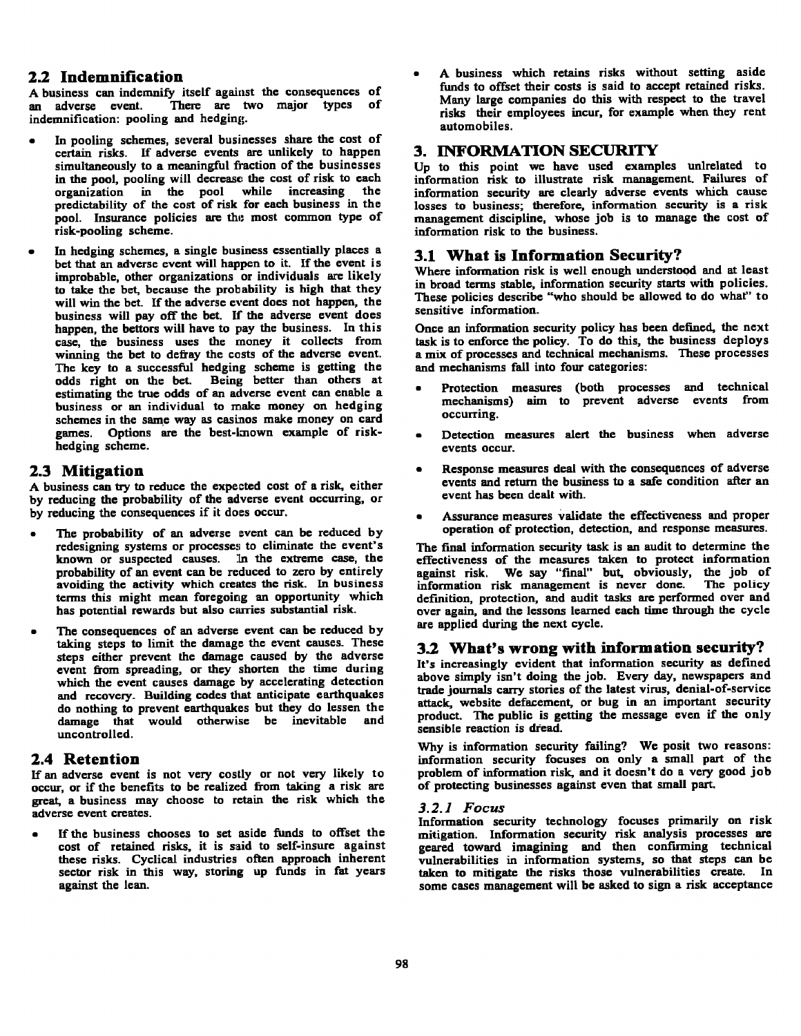## 2.2 Indemnification

A business can indemnify itself against the consequences of an adverse event. There are two major types of indemnification: pooling and hedging.

- In pooling schemes, several businesses share the cost of certain risks. If adverse events are unlikely to happen simultaneously to a meaningful fraction of the businesses in the pool, pooling will decrease the cost of risk to each organization in the pool while increasing the predictability of the cost of risk for each business in the pool. Insurance policies are the most common type of risk-pooling scheme.
- In hedging schemes, a single business essentially places a bet that an adverse event will happen to it. If the event is improbable, other organizations or individuals are likely to take the bet, because the probability is high that they will win the bet. If the adverse event does not happen, the business will pay off the bet. If the adverse event does happen, the bettors will have to pay the business. In this case, the business uses the money it collects from winning the bet to defray the costs of the adverse event. The key to a successful hedging scheme is getting the odds right on the bet. Being better than others at estimating the true odds of an adverse event can enable a business or an individual to make money on hedging schemes in the same way as casinos make money on card games. Options are the best-known example of risk-hedging scheme.

## 2.3 Mitigation

A business can try to reduce the expected cost of a risk, either by reducing the probability of the adverse event occurring, or by reducing the consequences if it does occur.

- The probability of an adverse event can be reduced by redesigning systems or processes to eliminate the event's known or suspected causes. In the extreme case, the probability of an event can be reduced to zero by entirely avoiding the activity which creates the risk. In business terms this might mean foregoing an opportunity which has potential rewards but also carries substantial risk.
- The consequences of an adverse event can be reduced by taking steps to limit the damage the event causes. These steps either prevent the damage caused by the adverse event from spreading, or they shorten the time during which the event causes damage by accelerating detection and recovery. Building codes that anticipate earthquakes do nothing to prevent earthquakes but they do lessen the damage that would otherwise be inevitable and uncontrolled.

## 2.4 Retention

If an adverse event is not very costly or not very likely to occur, or if the benefits to be realized from taking a risk are great, a business may choose to retain the risk which the adverse event creates.

- If the business chooses to set aside funds to offset the cost of retained risks, it is said to self-insure against these risks. Cyclical industries often approach inherent sector risk in this way, storing up funds in fat years against the lean.
- A business which retains risks without setting aside funds to offset their costs is said to accept retained risks. Many large companies do this with respect to the travel risks their employees incur, for example when they rent automobiles.

# 3. INFORMATION SECURITY

Up to this point we have used examples unlrelated to information risk to illustrate risk management. Failures of information security are clearly adverse events which cause losses to business; therefore, information security is a risk management discipline, whose job is to manage the cost of information risk to the business.

## 3.1 What is Information Security?

Where information risk is well enough understood and at least in broad terms stable, information security starts with policies. These policies describe "who should be allowed to do what" to sensitive information.

Once an information security policy has been defined, the next task is to enforce the policy. To do this, the business deploys a mix of processes and technical mechanisms. These processes and mechanisms fall into four categories:

- Protection measures (both processes and technical mechanisms) aim to prevent adverse events from occurring.
- Detection measures alert the business when adverse events occur.
- Response measures deal with the consequences of adverse events and return the business to a safe condition after an event has been dealt with.
- Assurance measures validate the effectiveness and proper operation of protection, detection, and response measures.

The final information security task is an audit to determine the effectiveness of the measures taken to protect information against risk. We say "final" but, obviously, the job of information risk management is never done. The policy definition, protection, and audit tasks are performed over and over again, and the lessons learned each time through the cycle are applied during the next cycle.

## 3.2 What's wrong with information security?

It's increasingly evident that information security as defined above simply isn't doing the job. Every day, newspapers and trade journals carry stories of the latest virus, denial-of-service attack, website defacement, or bug in an important security product. The public is getting the message even if the only sensible reaction is dread.

Why is information security failing? We posit two reasons: information security focuses on only a small part of the problem of information risk, and it doesn't do a very good job of protecting businesses against even that small part.

### *3.2.1 Focus*

Information security technology focuses primarily on risk mitigation. Information security risk analysis processes are geared toward imagining and then confirming technical vulnerabilities in information systems, so that steps can be taken to mitigate the risks those vulnerabilities create. In some cases management will be asked to sign a risk acceptance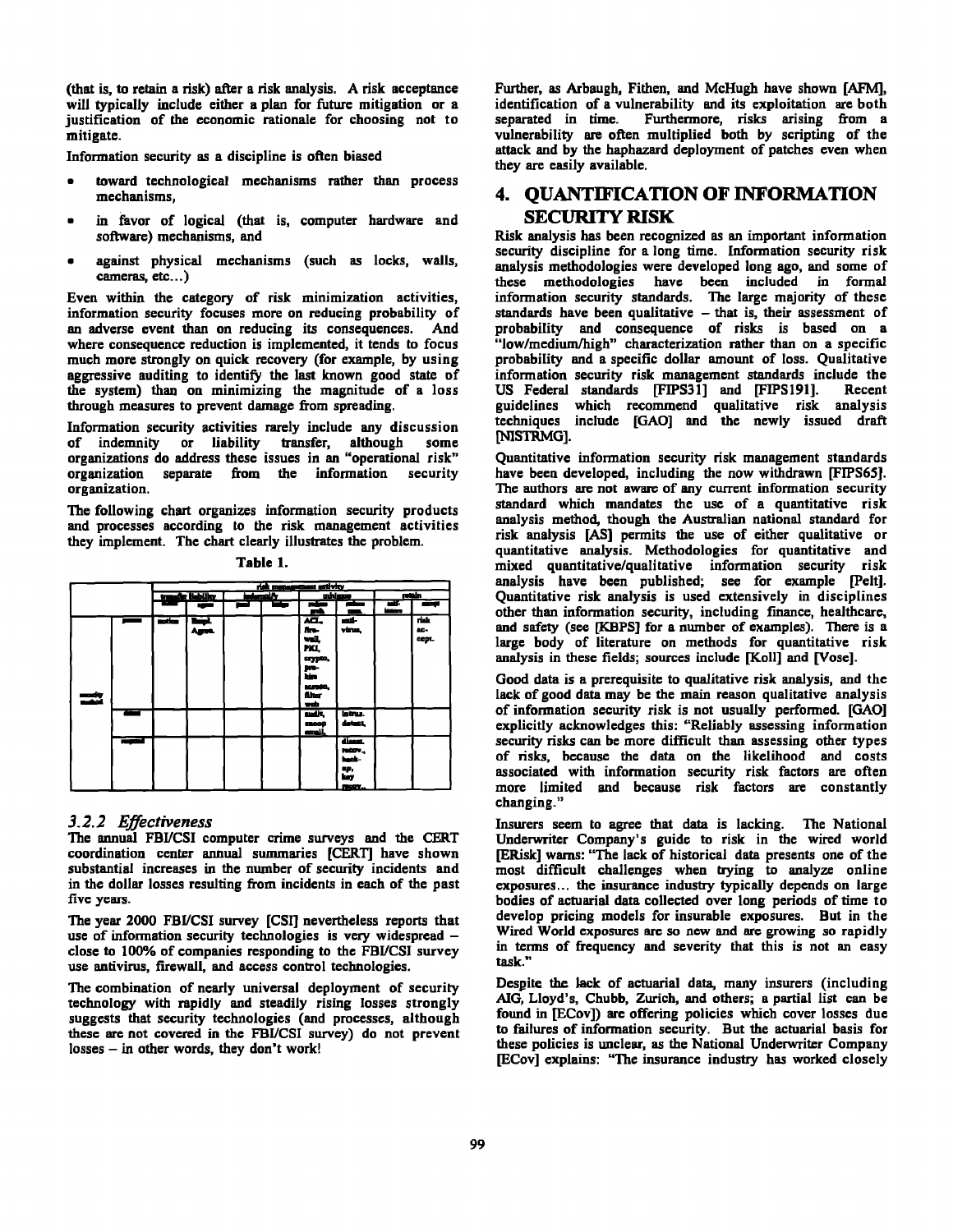(that is, to retain a risk) after a risk analysis. A risk acceptance will typically include either a plan for future mitigation or a justification of the economic rationale for choosing not to mitigate.

Information security as a discipline is often biased

- toward technological mechanisms rather than process mechanisms,
- in favor of logical (that is, computer hardware and software) mechanisms, and
- against physical mechanisms (such as locks, walls, cameras, etc...)

Even within the category of risk minimization activities, information security focuses more on reducing probability of an adverse event than on reducing its consequences. And where consequence reduction is implemented, it tends to focus much more strongly on quick recovery (for example, by using aggressive auditing to identify the last known good state of the system) than on minimizing the magnitude of a loss through measures to prevent damage from spreading.

Information security activities rarely include any discussion of indemnity or liability transfer, although some organizations do address these issues in an "operational risk" organization separate from the information security organization.

The following chart organizes information security products and processes according to the risk management activities they implement. The chart clearly illustrates the problem.

**Table 1.**

| | | risk management activity | | | | | | | |
|---|---|---|---|---|---|---|---|---|---|
| | | transfer liability | | indemnify | | mitigate | | retain | |
| | | contract | agree | pool | hedge | reduce prob. | reduce cons. | self-insure | accept |
| security method | prevent | notice | Empl. Agree. | | | ACL, fire-wall, PKI, crypto, pro-bin screen, filter web | anti-virus, | | risk ac-cept. |
| | detect | | | | | audit, snoop email, | intrus. detect. | | |
| | respond | | | | | | disast. recov., back-up, key recov.. | | |

### 3.2.2 *Effectiveness*

The annual FBI/CSI computer crime surveys and the CERT coordination center annual summaries [CERT] have shown substantial increases in the number of security incidents and in the dollar losses resulting from incidents in each of the past five years.

The year 2000 FBI/CSI survey [CSI] nevertheless reports that use of information security technologies is very widespread – close to 100% of companies responding to the FBI/CSI survey use antivirus, firewall, and access control technologies.

The combination of nearly universal deployment of security technology with rapidly and steadily rising losses strongly suggests that security technologies (and processes, although these are not covered in the FBI/CSI survey) do not prevent losses – in other words, they don't work!

Further, as Arbaugh, Fithen, and McHugh have shown [AFM], identification of a vulnerability and its exploitation are both separated in time. Furthermore, risks arising from a vulnerability are often multiplied both by scripting of the attack and by the haphazard deployment of patches even when they are easily available.

## 4. QUANTIFICATION OF INFORMATION SECURITY RISK

Risk analysis has been recognized as an important information security discipline for a long time. Information security risk analysis methodologies were developed long ago, and some of these methodologies have been included in formal information security standards. The large majority of these standards have been qualitative – that is, their assessment of probability and consequence of risks is based on a "low/medium/high" characterization rather than on a specific probability and a specific dollar amount of loss. Qualitative information security risk management standards include the US Federal standards [FIPS31] and [FIPS191]. Recent guidelines which recommend qualitative risk analysis techniques include [GAO] and the newly issued draft [NISTRMG].

Quantitative information security risk management standards have been developed, including the now withdrawn [FIPS65]. The authors are not aware of any current information security standard which mandates the use of a quantitative risk analysis method, though the Australian national standard for risk analysis [AS] permits the use of either qualitative or quantitative analysis. Methodologies for quantitative and mixed quantitative/qualitative information security risk analysis have been published; see for example [Pelt]. Quantitative risk analysis is used extensively in disciplines other than information security, including finance, healthcare, and safety (see [KBPS] for a number of examples). There is a large body of literature on methods for quantitative risk analysis in these fields; sources include [Koll] and [Vose].

Good data is a prerequisite to qualitative risk analysis, and the lack of good data may be the main reason qualitative analysis of information security risk is not usually performed. [GAO] explicitly acknowledges this: "Reliably assessing information security risks can be more difficult than assessing other types of risks, because the data on the likelihood and costs associated with information security risk factors are often more limited and because risk factors are constantly changing."

Insurers seem to agree that data is lacking. The National Underwriter Company's guide to risk in the wired world [ERisk] warns: "The lack of historical data presents one of the most difficult challenges when trying to analyze online exposures... the insurance industry typically depends on large bodies of actuarial data collected over long periods of time to develop pricing models for insurable exposures. But in the Wired World exposures are so new and are growing so rapidly in terms of frequency and severity that this is not an easy task."

Despite the lack of actuarial data, many insurers (including AIG, Lloyd's, Chubb, Zurich, and others; a partial list can be found in [ECov]) are offering policies which cover losses due to failures of information security. But the actuarial basis for these policies is unclear, as the National Underwriter Company [ECov] explains: "The insurance industry has worked closely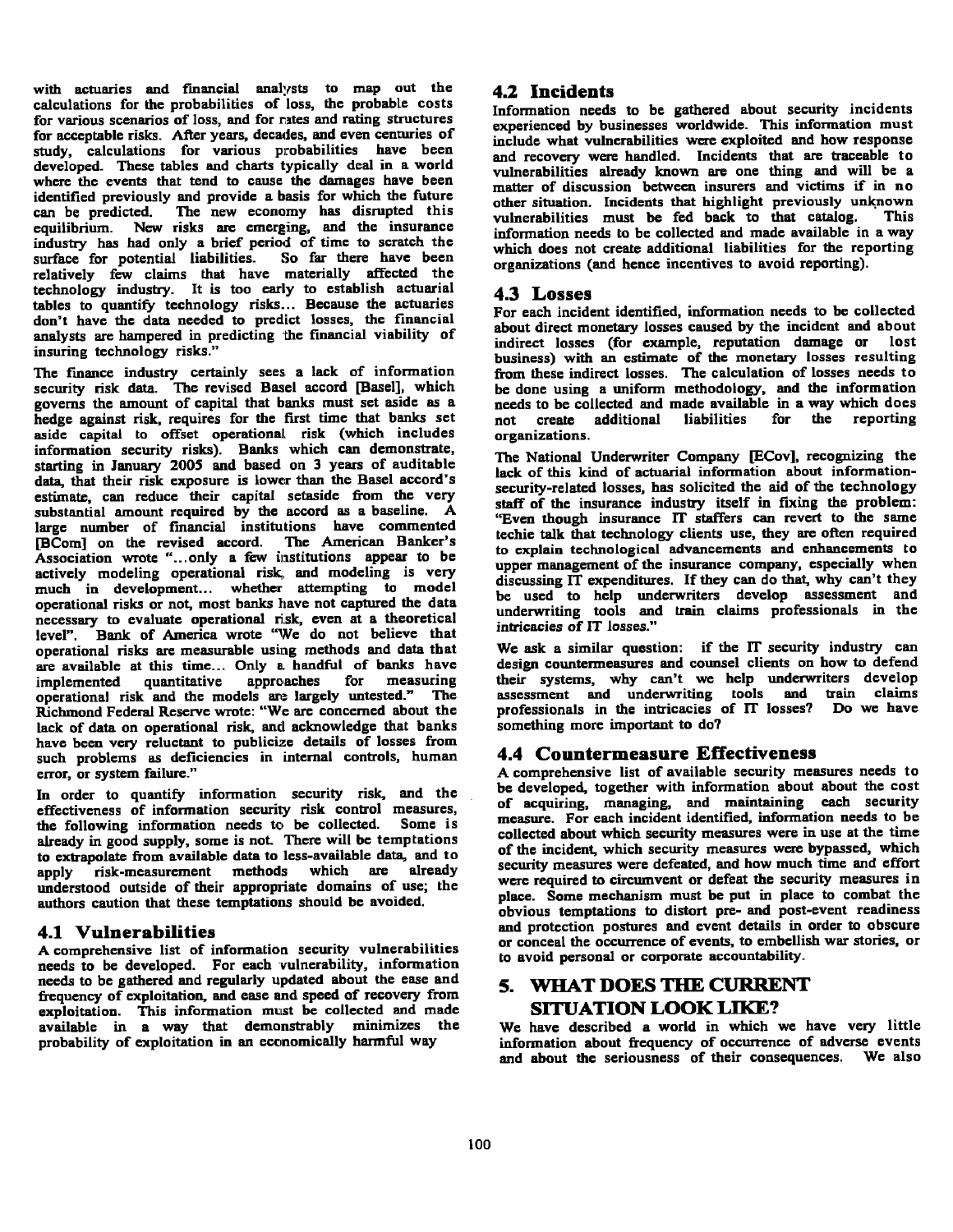with actuaries and financial analysts to map out the calculations for the probabilities of loss, the probable costs for various scenarios of loss, and for rates and rating structures for acceptable risks. After years, decades, and even centuries of study, calculations for various probabilities have been developed. These tables and charts typically deal in a world where the events that tend to cause the damages have been identified previously and provide a basis for which the future can be predicted. The new economy has disrupted this equilibrium. New risks are emerging, and the insurance industry has had only a brief period of time to scratch the surface for potential liabilities. So far there have been relatively few claims that have materially affected the technology industry. It is too early to establish actuarial tables to quantify technology risks... Because the actuaries don't have the data needed to predict losses, the financial analysts are hampered in predicting the financial viability of insuring technology risks."

The finance industry certainly sees a lack of information security risk data. The revised Basel accord [Basel], which governs the amount of capital that banks must set aside as a hedge against risk, requires for the first time that banks set aside capital to offset operational risk (which includes information security risks). Banks which can demonstrate, starting in January 2005 and based on 3 years of auditable data, that their risk exposure is lower than the Basel accord's estimate, can reduce their capital setaside from the very substantial amount required by the accord as a baseline. A large number of financial institutions have commented [BCom] on the revised accord. The American Banker's Association wrote "...only a few institutions appear to be actively modeling operational risk, and modeling is very much in development... whether attempting to model operational risks or not, most banks have not captured the data necessary to evaluate operational risk, even at a theoretical level". Bank of America wrote "We do not believe that operational risks are measurable using methods and data that are available at this time... Only a handful of banks have implemented quantitative approaches for measuring operational risk and the models are largely untested." The Richmond Federal Reserve wrote: "We are concerned about the lack of data on operational risk, and acknowledge that banks have been very reluctant to publicize details of losses from such problems as deficiencies in internal controls, human error, or system failure."

In order to quantify information security risk, and the effectiveness of information security risk control measures, the following information needs to be collected. Some is already in good supply, some is not. There will be temptations to extrapolate from available data to less-available data, and to apply risk-measurement methods which are already understood outside of their appropriate domains of use; the authors caution that these temptations should be avoided.

### 4.1 Vulnerabilities

A comprehensive list of information security vulnerabilities needs to be developed. For each vulnerability, information needs to be gathered and regularly updated about the ease and frequency of exploitation, and ease and speed of recovery from exploitation. This information must be collected and made available in a way that demonstrably minimizes the probability of exploitation in an economically harmful way

### 4.2 Incidents

Information needs to be gathered about security incidents experienced by businesses worldwide. This information must include what vulnerabilities were exploited and how response and recovery were handled. Incidents that are traceable to vulnerabilities already known are one thing and will be a matter of discussion between insurers and victims if in no other situation. Incidents that highlight previously unknown vulnerabilities must be fed back to that catalog. This information needs to be collected and made available in a way which does not create additional liabilities for the reporting organizations (and hence incentives to avoid reporting).

### 4.3 Losses

For each incident identified, information needs to be collected about direct monetary losses caused by the incident and about indirect losses (for example, reputation damage or lost business) with an estimate of the monetary losses resulting from these indirect losses. The calculation of losses needs to be done using a uniform methodology, and the information needs to be collected and made available in a way which does not create additional liabilities for the reporting organizations.

The National Underwriter Company [ECov], recognizing the lack of this kind of actuarial information about information-security-related losses, has solicited the aid of the technology staff of the insurance industry itself in fixing the problem: "Even though insurance IT staffers can revert to the same techie talk that technology clients use, they are often required to explain technological advancements and enhancements to upper management of the insurance company, especially when discussing IT expenditures. If they can do that, why can't they be used to help underwriters develop assessment and underwriting tools and train claims professionals in the intricacies of IT losses."

We ask a similar question: if the IT security industry can design countermeasures and counsel clients on how to defend their systems, why can't we help underwriters develop assessment and underwriting tools and train claims professionals in the intricacies of IT losses? Do we have something more important to do?

### 4.4 Countermeasure Effectiveness

A comprehensive list of available security measures needs to be developed, together with information about about the cost of acquiring, managing, and maintaining each security measure. For each incident identified, information needs to be collected about which security measures were in use at the time of the incident, which security measures were bypassed, which security measures were defeated, and how much time and effort were required to circumvent or defeat the security measures in place. Some mechanism must be put in place to combat the obvious temptations to distort pre- and post-event readiness and protection postures and event details in order to obscure or conceal the occurrence of events, to embellish war stories, or to avoid personal or corporate accountability.

## 5. WHAT DOES THE CURRENT SITUATION LOOK LIKE?

We have described a world in which we have very little information about frequency of occurrence of adverse events and about the seriousness of their consequences. We also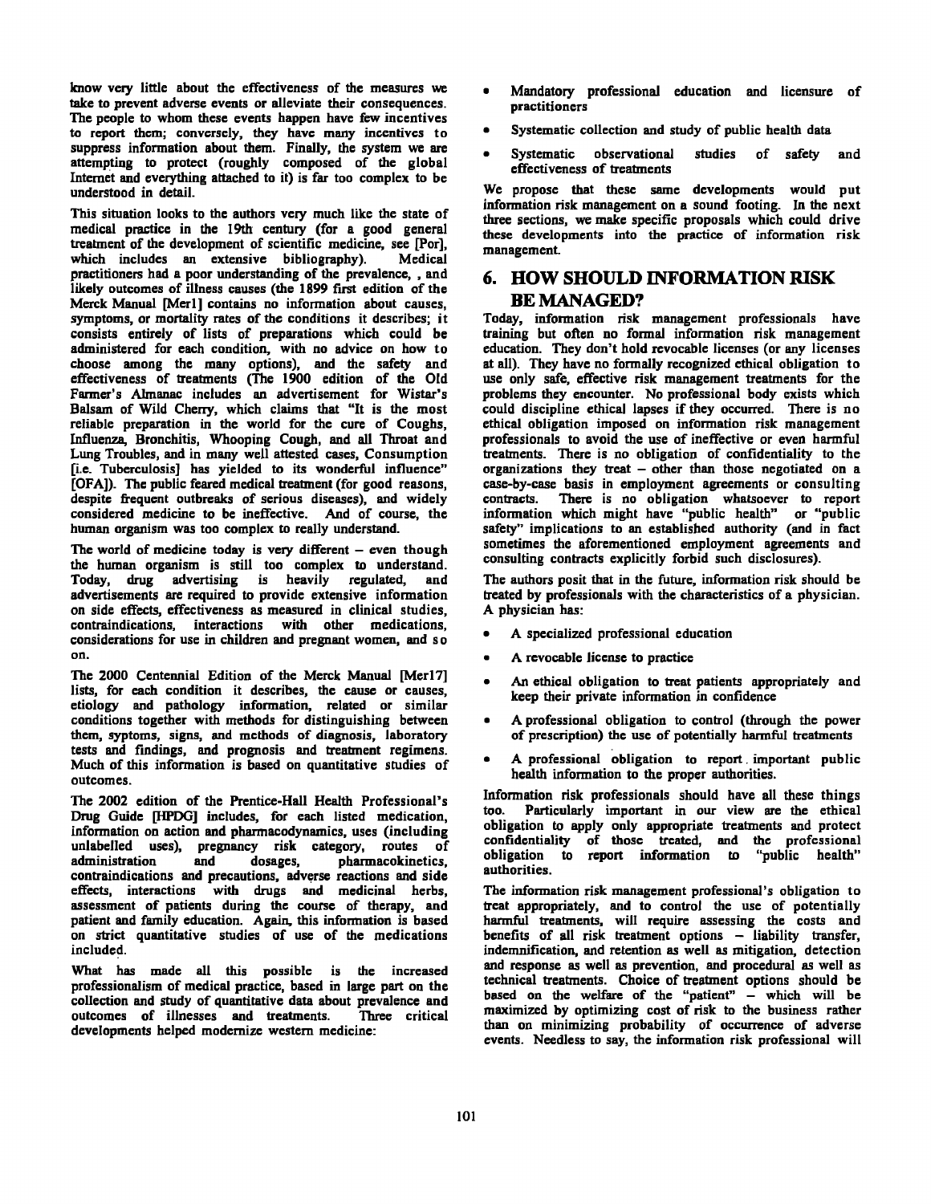know very little about the effectiveness of the measures we take to prevent adverse events or alleviate their consequences. The people to whom these events happen have few incentives to report them; conversely, they have many incentives to suppress information about them. Finally, the system we are attempting to protect (roughly composed of the global Internet and everything attached to it) is far too complex to be understood in detail.

This situation looks to the authors very much like the state of medical practice in the 19th century (for a good general treatment of the development of scientific medicine, see [Por], which includes an extensive bibliography). Medical practitioners had a poor understanding of the prevalence, , and likely outcomes of illness causes (the 1899 first edition of the Merck Manual [Mer1] contains no information about causes, symptoms, or mortality rates of the conditions it describes; it consists entirely of lists of preparations which could be administered for each condition, with no advice on how to choose among the many options), and the safety and effectiveness of treatments (The 1900 edition of the Old Farmer's Almanac includes an advertisement for Wistar's Balsam of Wild Cherry, which claims that "It is the most reliable preparation in the world for the cure of Coughs, Influenza, Bronchitis, Whooping Cough, and all Throat and Lung Troubles, and in many well attested cases, Consumption [i.e. Tuberculosis] has yielded to its wonderful influence" [OFA]). The public feared medical treatment (for good reasons, despite frequent outbreaks of serious diseases), and widely considered medicine to be ineffective. And of course, the human organism was too complex to really understand.

The world of medicine today is very different – even though the human organism is still too complex to understand. Today, drug advertising is heavily regulated, and advertisements are required to provide extensive information on side effects, effectiveness as measured in clinical studies, contraindications, interactions with other medications, considerations for use in children and pregnant women, and so on.

The 2000 Centennial Edition of the Merck Manual [Mer17] lists, for each condition it describes, the cause or causes, etiology and pathology information, related or similar conditions together with methods for distinguishing between them, syptoms, signs, and methods of diagnosis, laboratory tests and findings, and prognosis and treatment regimens. Much of this information is based on quantitative studies of outcomes.

The 2002 edition of the Prentice-Hall Health Professional's Drug Guide [HPDG] includes, for each listed medication, information on action and pharmacodynamics, uses (including unlabelled uses), pregnancy risk category, routes of administration and dosages, pharmacokinetics, contraindications and precautions, adverse reactions and side effects, interactions with drugs and medicinal herbs, assessment of patients during the course of therapy, and patient and family education. Again, this information is based on strict quantitative studies of use of the medications included.

What has made all this possible is the increased professionalism of medical practice, based in large part on the collection and study of quantitative data about prevalence and outcomes of illnesses and treatments. Three critical developments helped modernize western medicine:

- Mandatory professional education and licensure of practitioners
- Systematic collection and study of public health data
- Systematic observational studies of safety and effectiveness of treatments

We propose that these same developments would put information risk management on a sound footing. In the next three sections, we make specific proposals which could drive these developments into the practice of information risk management.

## 6. HOW SHOULD INFORMATION RISK BE MANAGED?

Today, information risk management professionals have training but often no formal information risk management education. They don't hold revocable licenses (or any licenses at all). They have no formally recognized ethical obligation to use only safe, effective risk management treatments for the problems they encounter. No professional body exists which could discipline ethical lapses if they occurred. There is no ethical obligation imposed on information risk management professionals to avoid the use of ineffective or even harmful treatments. There is no obligation of confidentiality to the organizations they treat – other than those negotiated on a case-by-case basis in employment agreements or consulting contracts. There is no obligation whatsoever to report information which might have "public health" or "public safety" implications to an established authority (and in fact sometimes the aforementioned employment agreements and consulting contracts explicitly forbid such disclosures).

The authors posit that in the future, information risk should be treated by professionals with the characteristics of a physician. A physician has:

- A specialized professional education
- A revocable license to practice
- An ethical obligation to treat patients appropriately and keep their private information in confidence
- A professional obligation to control (through the power of prescription) the use of potentially harmful treatments
- A professional obligation to report important public health information to the proper authorities.

Information risk professionals should have all these things too. Particularly important in our view are the ethical obligation to apply only appropriate treatments and protect confidentiality of those treated, and the professional obligation to report information to "public health" authorities.

The information risk management professional's obligation to treat appropriately, and to control the use of potentially harmful treatments, will require assessing the costs and benefits of all risk treatment options – liability transfer, indemnification, and retention as well as mitigation, detection and response as well as prevention, and procedural as well as technical treatments. Choice of treatment options should be based on the welfare of the "patient" – which will be maximized by optimizing cost of risk to the business rather than on minimizing probability of occurrence of adverse events. Needless to say, the information risk professional will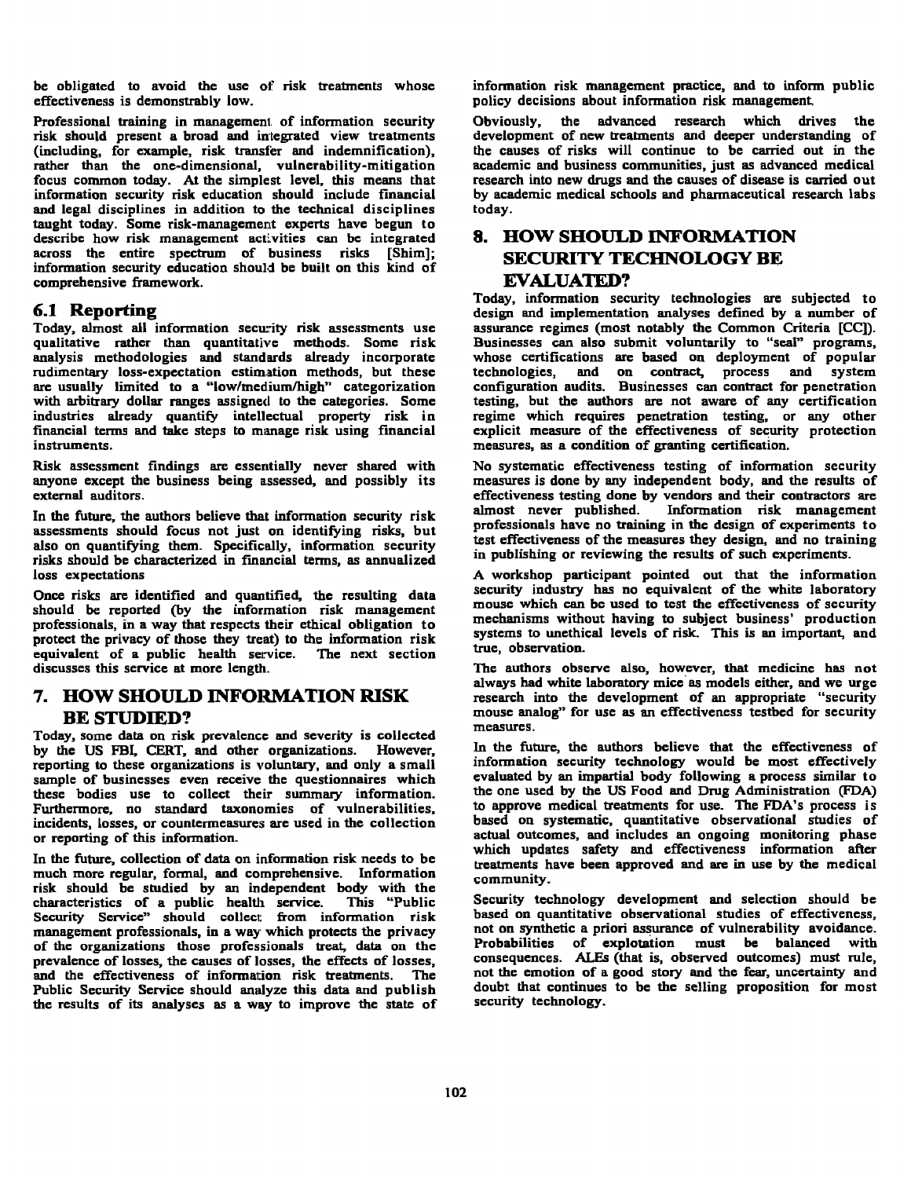be obligated to avoid the use of risk treatments whose effectiveness is demonstrably low.

Professional training in management of information security risk should present a broad and integrated view treatments (including, for example, risk transfer and indemnification), rather than the one-dimensional, vulnerability-mitigation focus common today. At the simplest level, this means that information security risk education should include financial and legal disciplines in addition to the technical disciplines taught today. Some risk-management experts have begun to describe how risk management activities can be integrated across the entire spectrum of business risks [Shim]; information security education should be built on this kind of comprehensive framework.

## 6.1 Reporting

Today, almost all information security risk assessments use qualitative rather than quantitative methods. Some risk analysis methodologies and standards already incorporate rudimentary loss-expectation estimation methods, but these are usually limited to a "low/medium/high" categorization with arbitrary dollar ranges assigned to the categories. Some industries already quantify intellectual property risk in financial terms and take steps to manage risk using financial instruments.

Risk assessment findings are essentially never shared with anyone except the business being assessed, and possibly its external auditors.

In the future, the authors believe that information security risk assessments should focus not just on identifying risks, but also on quantifying them. Specifically, information security risks should be characterized in financial terms, as annualized loss expectations

Once risks are identified and quantified, the resulting data should be reported (by the information risk management professionals, in a way that respects their ethical obligation to protect the privacy of those they treat) to the information risk equivalent of a public health service. The next section discusses this service at more length.

# 7. HOW SHOULD INFORMATION RISK BE STUDIED?

Today, some data on risk prevalence and severity is collected by the US FBI, CERT, and other organizations. However, reporting to these organizations is voluntary, and only a small sample of businesses even receive the questionnaires which these bodies use to collect their summary information. Furthermore, no standard taxonomies of vulnerabilities, incidents, losses, or countermeasures are used in the collection or reporting of this information.

In the future, collection of data on information risk needs to be much more regular, formal, and comprehensive. Information risk should be studied by an independent body with the characteristics of a public health service. This "Public Security Service" should collect from information risk management professionals, in a way which protects the privacy of the organizations those professionals treat, data on the prevalence of losses, the causes of losses, the effects of losses, and the effectiveness of information risk treatments. The Public Security Service should analyze this data and publish the results of its analyses as a way to improve the state of information risk management practice, and to inform public policy decisions about information risk management.

Obviously, the advanced research which drives the development of new treatments and deeper understanding of the causes of risks will continue to be carried out in the academic and business communities, just as advanced medical research into new drugs and the causes of disease is carried out by academic medical schools and pharmaceutical research labs today.

# 8. HOW SHOULD INFORMATION SECURITY TECHNOLOGY BE EVALUATED?

Today, information security technologies are subjected to design and implementation analyses defined by a number of assurance regimes (most notably the Common Criteria [CC]). Businesses can also submit voluntarily to "seal" programs, whose certifications are based on deployment of popular technologies, and on contract, process and system configuration audits. Businesses can contract for penetration testing, but the authors are not aware of any certification regime which requires penetration testing, or any other explicit measure of the effectiveness of security protection measures, as a condition of granting certification.

No systematic effectiveness testing of information security measures is done by any independent body, and the results of effectiveness testing done by vendors and their contractors are almost never published. Information risk management professionals have no training in the design of experiments to test effectiveness of the measures they design, and no training in publishing or reviewing the results of such experiments.

A workshop participant pointed out that the information security industry has no equivalent of the white laboratory mouse which can be used to test the effectiveness of security mechanisms without having to subject business' production systems to unethical levels of risk. This is an important, and true, observation.

The authors observe also, however, that medicine has not always had white laboratory mice as models either, and we urge research into the development of an appropriate "security mouse analog" for use as an effectiveness testbed for security measures.

In the future, the authors believe that the effectiveness of information security technology would be most effectively evaluated by an impartial body following a process similar to the one used by the US Food and Drug Administration (FDA) to approve medical treatments for use. The FDA's process is based on systematic, quantitative observational studies of actual outcomes, and includes an ongoing monitoring phase which updates safety and effectiveness information after treatments have been approved and are in use by the medical community.

Security technology development and selection should be based on quantitative observational studies of effectiveness, not on synthetic a priori assurance of vulnerability avoidance. Probabilities of explotation must be balanced with consequences. ALEs (that is, observed outcomes) must rule, not the emotion of a good story and the fear, uncertainty and doubt that continues to be the selling proposition for most security technology.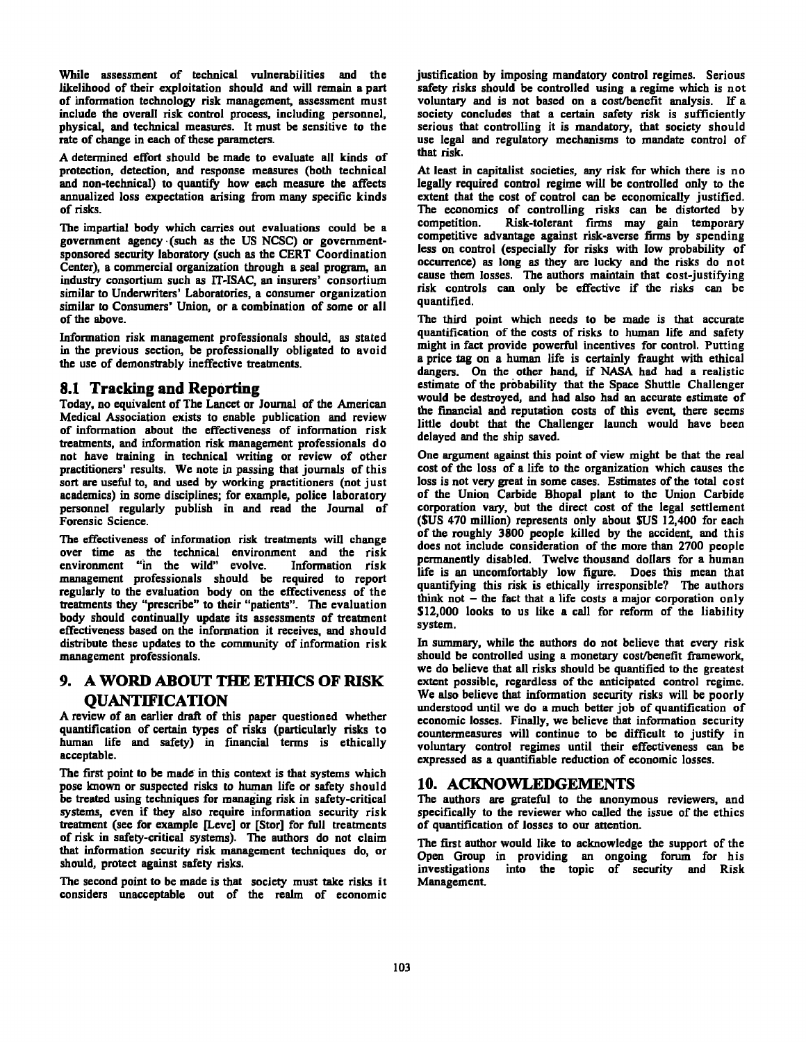While assessment of technical vulnerabilities and the likelihood of their exploitation should and will remain a part of information technology risk management, assessment must include the overall risk control process, including personnel, physical, and technical measures. It must be sensitive to the rate of change in each of these parameters.

A determined effort should be made to evaluate all kinds of protection, detection, and response measures (both technical and non-technical) to quantify how each measure the affects annualized loss expectation arising from many specific kinds of risks.

The impartial body which carries out evaluations could be a government agency (such as the US NCSC) or government-sponsored security laboratory (such as the CERT Coordination Center), a commercial organization through a seal program, an industry consortium such as IT-ISAC, an insurers' consortium similar to Underwriters' Laboratories, a consumer organization similar to Consumers' Union, or a combination of some or all of the above.

Information risk management professionals should, as stated in the previous section, be professionally obligated to avoid the use of demonstrably ineffective treatments.

## 8.1 Tracking and Reporting

Today, no equivalent of The Lancet or Journal of the American Medical Association exists to enable publication and review of information about the effectiveness of information risk treatments, and information risk management professionals do not have training in technical writing or review of other practitioners' results. We note in passing that journals of this sort are useful to, and used by working practitioners (not just academics) in some disciplines; for example, police laboratory personnel regularly publish in and read the Journal of Forensic Science.

The effectiveness of information risk treatments will change over time as the technical environment and the risk environment "in the wild" evolve. Information risk management professionals should be required to report regularly to the evaluation body on the effectiveness of the treatments they "prescribe" to their "patients". The evaluation body should continually update its assessments of treatment effectiveness based on the information it receives, and should distribute these updates to the community of information risk management professionals.

# 9. A WORD ABOUT THE ETHICS OF RISK QUANTIFICATION

A review of an earlier draft of this paper questioned whether quantification of certain types of risks (particularly risks to human life and safety) in financial terms is ethically acceptable.

The first point to be made in this context is that systems which pose known or suspected risks to human life or safety should be treated using techniques for managing risk in safety-critical systems, even if they also require information security risk treatment (see for example [Leve] or [Stor] for full treatments of risk in safety-critical systems). The authors do not claim that information security risk management techniques do, or should, protect against safety risks.

The second point to be made is that society must take risks it considers unacceptable out of the realm of economic justification by imposing mandatory control regimes. Serious safety risks should be controlled using a regime which is not voluntary and is not based on a cost/benefit analysis. If a society concludes that a certain safety risk is sufficiently serious that controlling it is mandatory, that society should use legal and regulatory mechanisms to mandate control of that risk.

At least in capitalist societies, any risk for which there is no legally required control regime will be controlled only to the extent that the cost of control can be economically justified. The economics of controlling risks can be distorted by competition. Risk-tolerant firms may gain temporary competitive advantage against risk-averse firms by spending less on control (especially for risks with low probability of occurrence) as long as they are lucky and the risks do not cause them losses. The authors maintain that cost-justifying risk controls can only be effective if the risks can be quantified.

The third point which needs to be made is that accurate quantification of the costs of risks to human life and safety might in fact provide powerful incentives for control. Putting a price tag on a human life is certainly fraught with ethical dangers. On the other hand, if NASA had had a realistic estimate of the probability that the Space Shuttle Challenger would be destroyed, and had also had an accurate estimate of the financial and reputation costs of this event, there seems little doubt that the Challenger launch would have been delayed and the ship saved.

One argument against this point of view might be that the real cost of the loss of a life to the organization which causes the loss is not very great in some cases. Estimates of the total cost of the Union Carbide Bhopal plant to the Union Carbide corporation vary, but the direct cost of the legal settlement ($US 470 million) represents only about $US 12,400 for each of the roughly 3800 people killed by the accident, and this does not include consideration of the more than 2700 people permanently disabled. Twelve thousand dollars for a human life is an uncomfortably low figure. Does this mean that quantifying this risk is ethically irresponsible? The authors think not – the fact that a life costs a major corporation only $12,000 looks to us like a call for reform of the liability system.

In summary, while the authors do not believe that every risk should be controlled using a monetary cost/benefit framework, we do believe that all risks should be quantified to the greatest extent possible, regardless of the anticipated control regime. We also believe that information security risks will be poorly understood until we do a much better job of quantification of economic losses. Finally, we believe that information security countermeasures will continue to be difficult to justify in voluntary control regimes until their effectiveness can be expressed as a quantifiable reduction of economic losses.

# 10. ACKNOWLEDGEMENTS

The authors are grateful to the anonymous reviewers, and specifically to the reviewer who called the issue of the ethics of quantification of losses to our attention.

The first author would like to acknowledge the support of the Open Group in providing an ongoing forum for his investigations into the topic of security and Risk Management.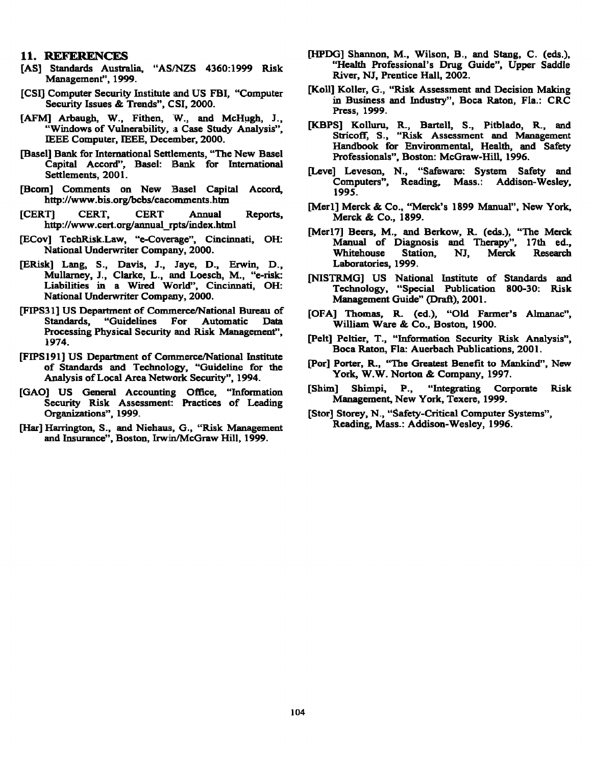## 11. REFERENCES

[AS] Standards Australia, "AS/NZS 4360:1999 Risk Management", 1999.

[CSI] Computer Security Institute and US FBI, "Computer Security Issues & Trends", CSI, 2000.

[AFM] Arbaugh, W., Fithen, W., and McHugh, J., "Windows of Vulnerability, a Case Study Analysis", IEEE Computer, IEEE, December, 2000.

[Basel] Bank for International Settlements, "The New Basel Capital Accord", Basel: Bank for International Settlements, 2001.

[Bcom] Comments on New Basel Capital Accord, http://www.bis.org/bcbs/cacomments.htm

[CERT] CERT, CERT Annual Reports, http://www.cert.org/annual_rpts/index.html

[ECov] TechRisk.Law, "e-Coverage", Cincinnati, OH: National Underwriter Company, 2000.

[ERisk] Lang, S., Davis, J., Jaye, D., Erwin, D., Mullarney, J., Clarke, L., and Loesch, M., "e-risk: Liabilities in a Wired World", Cincinnati, OH: National Underwriter Company, 2000.

[FIPS31] US Department of Commerce/National Bureau of Standards, "Guidelines For Automatic Data Processing Physical Security and Risk Management", 1974.

[FIPS191] US Department of Commerce/National Institute of Standards and Technology, "Guideline for the Analysis of Local Area Network Security", 1994.

[GAO] US General Accounting Office, "Information Security Risk Assessment: Practices of Leading Organizations", 1999.

[Har] Harrington, S., and Niehaus, G., "Risk Management and Insurance", Boston, Irwin/McGraw Hill, 1999.

[HPDG] Shannon, M., Wilson, B., and Stang, C. (eds.), "Health Professional's Drug Guide", Upper Saddle River, NJ, Prentice Hall, 2002.

[Koll] Koller, G., "Risk Assessment and Decision Making in Business and Industry", Boca Raton, Fla.: CRC Press, 1999.

[KBPS] Kolluru, R., Bartell, S., Pitblado, R., and Stricoff, S., "Risk Assessment and Management Handbook for Environmental, Health, and Safety Professionals", Boston: McGraw-Hill, 1996.

[Leve] Leveson, N., "Safeware: System Safety and Computers", Reading, Mass.: Addison-Wesley, 1995.

[Mer1] Merck & Co., "Merck's 1899 Manual", New York, Merck & Co., 1899.

[Mer17] Beers, M., and Berkow, R. (eds.), "The Merck Manual of Diagnosis and Therapy", 17th ed., Whitehouse Station, NJ, Merck Research Laboratories, 1999.

[NISTRMG] US National Institute of Standards and Technology, "Special Publication 800-30: Risk Management Guide" (Draft), 2001.

[OFA] Thomas, R. (ed.), "Old Farmer's Almanac", William Ware & Co., Boston, 1900.

[Pelt] Peltier, T., "Information Security Risk Analysis", Boca Raton, Fla: Auerbach Publications, 2001.

[Por] Porter, R., "The Greatest Benefit to Mankind", New York, W.W. Norton & Company, 1997.

[Shim] Shimpi, P., "Integrating Corporate Risk Management, New York, Texere, 1999.

[Stor] Storey, N., "Safety-Critical Computer Systems", Reading, Mass.: Addison-Wesley, 1996.